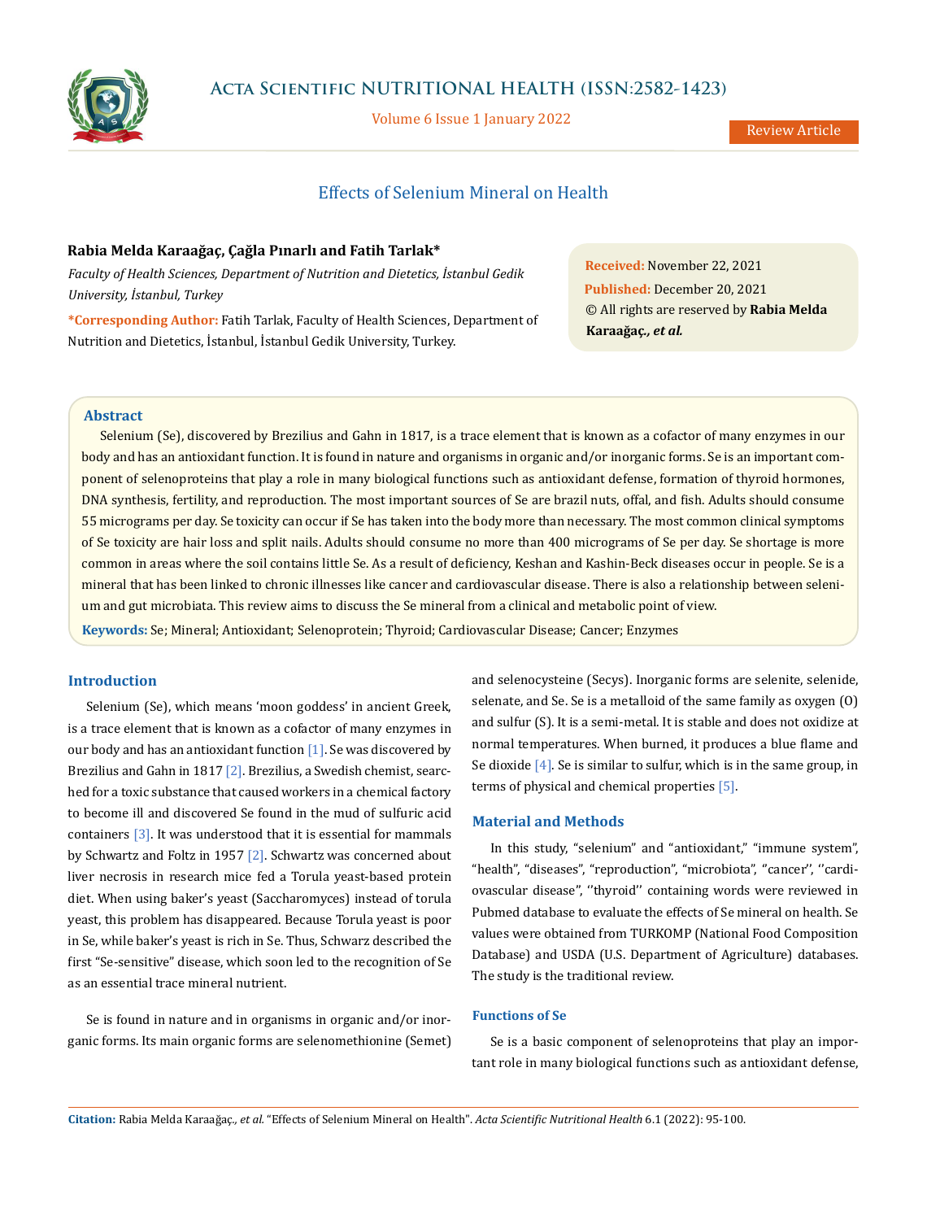# Effects of Selenium Mineral on Health

**Rabia Melda Karaağaç, Çağla Pınarlı and Fatih Tarlak***

*Faculty of Health Sciences, Department of Nutrition and Dietetics, İstanbul Gedik University, İstanbul, Turkey*

**\*Corresponding Author:** Fatih Tarlak, Faculty of Health Sciences, Department of Nutrition and Dietetics, İstanbul, İstanbul Gedik University, Turkey.

**Received:** November 22, 2021
**Published:** December 20, 2021
© All rights are reserved by **Rabia Melda Karaağaç*, et al.***

## Abstract

Selenium (Se), discovered by Brezilius and Gahn in 1817, is a trace element that is known as a cofactor of many enzymes in our body and has an antioxidant function. It is found in nature and organisms in organic and/or inorganic forms. Se is an important component of selenoproteins that play a role in many biological functions such as antioxidant defense, formation of thyroid hormones, DNA synthesis, fertility, and reproduction. The most important sources of Se are brazil nuts, offal, and fish. Adults should consume 55 micrograms per day. Se toxicity can occur if Se has taken into the body more than necessary. The most common clinical symptoms of Se toxicity are hair loss and split nails. Adults should consume no more than 400 micrograms of Se per day. Se shortage is more common in areas where the soil contains little Se. As a result of deficiency, Keshan and Kashin-Beck diseases occur in people. Se is a mineral that has been linked to chronic illnesses like cancer and cardiovascular disease. There is also a relationship between selenium and gut microbiata. This review aims to discuss the Se mineral from a clinical and metabolic point of view.

**Keywords:** Se; Mineral; Antioxidant; Selenoprotein; Thyroid; Cardiovascular Disease; Cancer; Enzymes

## Introduction

Selenium (Se), which means 'moon goddess' in ancient Greek, is a trace element that is known as a cofactor of many enzymes in our body and has an antioxidant function [1]. Se was discovered by Brezilius and Gahn in 1817 [2]. Brezilius, a Swedish chemist, searched for a toxic substance that caused workers in a chemical factory to become ill and discovered Se found in the mud of sulfuric acid containers [3]. It was understood that it is essential for mammals by Schwartz and Foltz in 1957 [2]. Schwartz was concerned about liver necrosis in research mice fed a Torula yeast-based protein diet. When using baker's yeast (Saccharomyces) instead of torula yeast, this problem has disappeared. Because Torula yeast is poor in Se, while baker's yeast is rich in Se. Thus, Schwarz described the first "Se-sensitive" disease, which soon led to the recognition of Se as an essential trace mineral nutrient.

Se is found in nature and in organisms in organic and/or inorganic forms. Its main organic forms are selenomethionine (Semet) and selenocysteine (Secys). Inorganic forms are selenite, selenide, selenate, and Se. Se is a metalloid of the same family as oxygen (O) and sulfur (S). It is a semi-metal. It is stable and does not oxidize at normal temperatures. When burned, it produces a blue flame and Se dioxide [4]. Se is similar to sulfur, which is in the same group, in terms of physical and chemical properties [5].

## Material and Methods

In this study, "selenium" and "antioxidant," "immune system", "health", "diseases", "reproduction", "microbiota", "cancer", ''cardiovascular disease", ''thyroid'' containing words were reviewed in Pubmed database to evaluate the effects of Se mineral on health. Se values were obtained from TURKOMP (National Food Composition Database) and USDA (U.S. Department of Agriculture) databases. The study is the traditional review.

### Functions of Se

Se is a basic component of selenoproteins that play an important role in many biological functions such as antioxidant defense,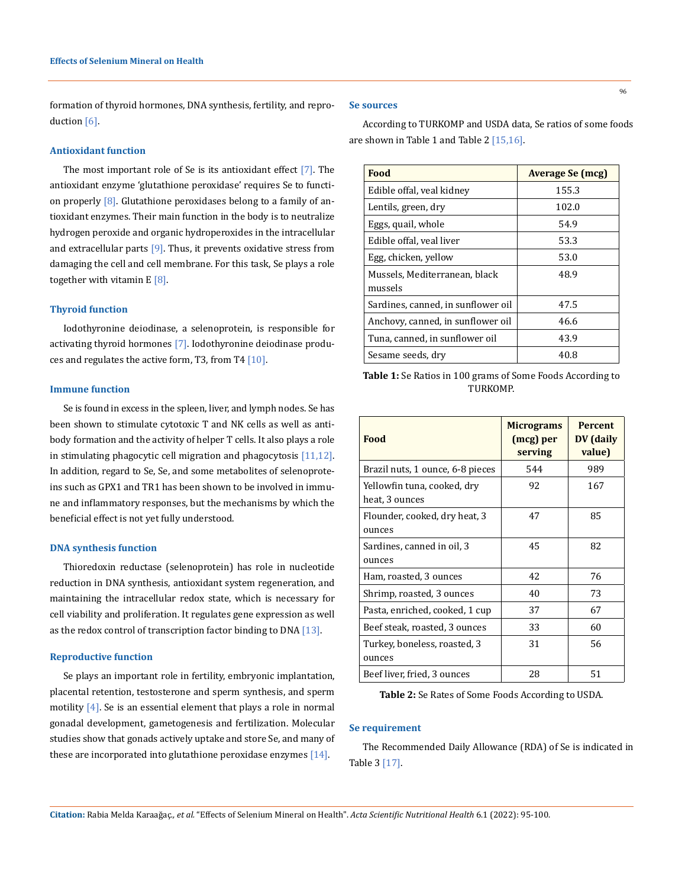formation of thyroid hormones, DNA synthesis, fertility, and reproduction [6].

### Antioxidant function

The most important role of Se is its antioxidant effect [7]. The antioxidant enzyme 'glutathione peroxidase' requires Se to function properly [8]. Glutathione peroxidases belong to a family of antioxidant enzymes. Their main function in the body is to neutralize hydrogen peroxide and organic hydroperoxides in the intracellular and extracellular parts [9]. Thus, it prevents oxidative stress from damaging the cell and cell membrane. For this task, Se plays a role together with vitamin E [8].

### Thyroid function

Iodothyronine deiodinase, a selenoprotein, is responsible for activating thyroid hormones [7]. Iodothyronine deiodinase produces and regulates the active form, T3, from T4 [10].

### Immune function

Se is found in excess in the spleen, liver, and lymph nodes. Se has been shown to stimulate cytotoxic T and NK cells as well as antibody formation and the activity of helper T cells. It also plays a role in stimulating phagocytic cell migration and phagocytosis [11,12]. In addition, regard to Se, Se, and some metabolites of selenoproteins such as GPX1 and TR1 has been shown to be involved in immune and inflammatory responses, but the mechanisms by which the beneficial effect is not yet fully understood.

### DNA synthesis function

Thioredoxin reductase (selenoprotein) has role in nucleotide reduction in DNA synthesis, antioxidant system regeneration, and maintaining the intracellular redox state, which is necessary for cell viability and proliferation. It regulates gene expression as well as the redox control of transcription factor binding to DNA [13].

### Reproductive function

Se plays an important role in fertility, embryonic implantation, placental retention, testosterone and sperm synthesis, and sperm motility [4]. Se is an essential element that plays a role in normal gonadal development, gametogenesis and fertilization. Molecular studies show that gonads actively uptake and store Se, and many of these are incorporated into glutathione peroxidase enzymes [14].

### Se sources

According to TURKOMP and USDA data, Se ratios of some foods are shown in Table 1 and Table 2 [15,16].

| Food | Average Se (mcg) |
|---|---|
| Edible offal, veal kidney | 155.3 |
| Lentils, green, dry | 102.0 |
| Eggs, quail, whole | 54.9 |
| Edible offal, veal liver | 53.3 |
| Egg, chicken, yellow | 53.0 |
| Mussels, Mediterranean, black mussels | 48.9 |
| Sardines, canned, in sunflower oil | 47.5 |
| Anchovy, canned, in sunflower oil | 46.6 |
| Tuna, canned, in sunflower oil | 43.9 |
| Sesame seeds, dry | 40.8 |

**Table 1:** Se Ratios in 100 grams of Some Foods According to TURKOMP.

| Food | Micrograms (mcg) per serving | Percent DV (daily value) |
|---|---|---|
| Brazil nuts, 1 ounce, 6-8 pieces | 544 | 989 |
| Yellowfin tuna, cooked, dry heat, 3 ounces | 92 | 167 |
| Flounder, cooked, dry heat, 3 ounces | 47 | 85 |
| Sardines, canned in oil, 3 ounces | 45 | 82 |
| Ham, roasted, 3 ounces | 42 | 76 |
| Shrimp, roasted, 3 ounces | 40 | 73 |
| Pasta, enriched, cooked, 1 cup | 37 | 67 |
| Beef steak, roasted, 3 ounces | 33 | 60 |
| Turkey, boneless, roasted, 3 ounces | 31 | 56 |
| Beef liver, fried, 3 ounces | 28 | 51 |

**Table 2:** Se Rates of Some Foods According to USDA.

### Se requirement

The Recommended Daily Allowance (RDA) of Se is indicated in Table 3 [17].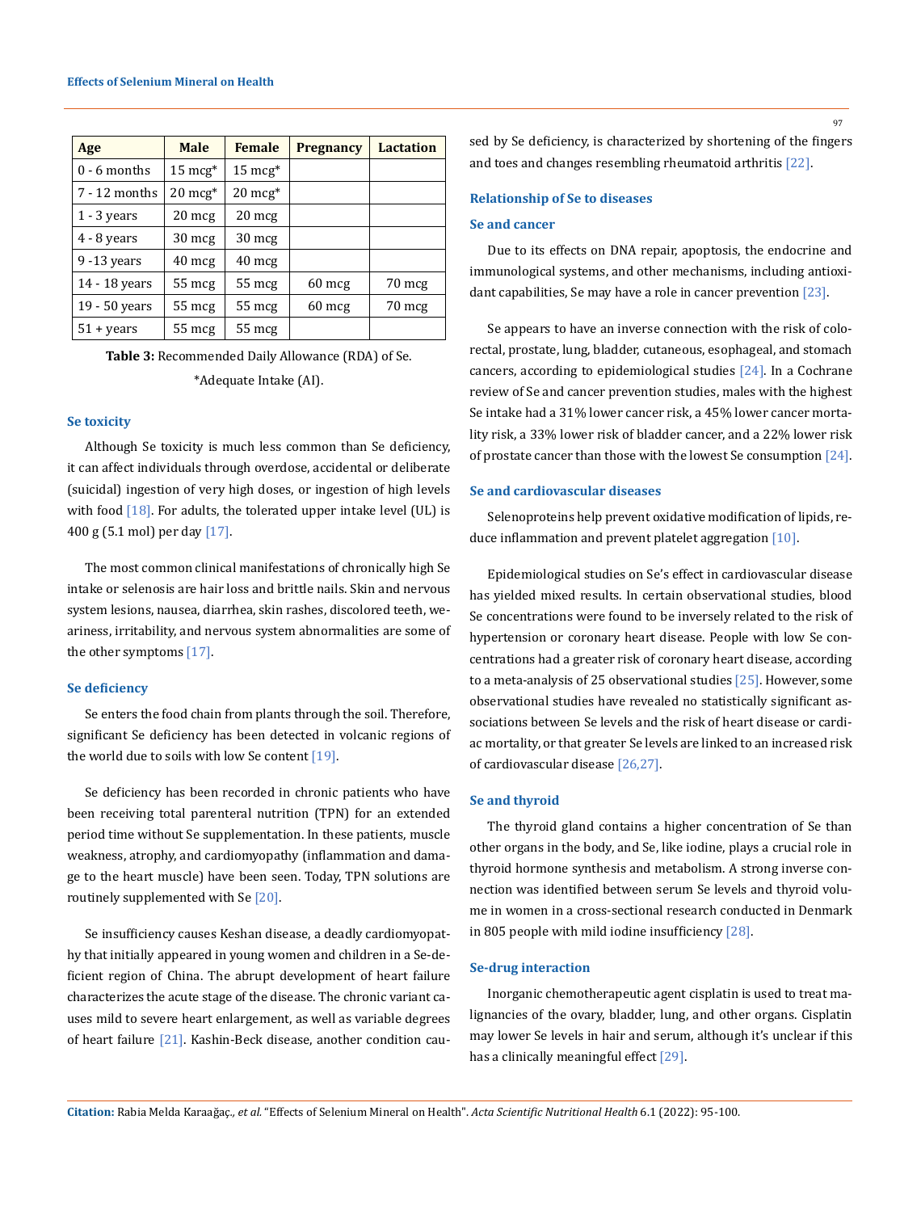| Age | Male | Female | Pregnancy | Lactation |
| --- | --- | --- | --- | --- |
| 0 - 6 months | 15 mcg* | 15 mcg* | | |
| 7 - 12 months | 20 mcg* | 20 mcg* | | |
| 1 - 3 years | 20 mcg | 20 mcg | | |
| 4 - 8 years | 30 mcg | 30 mcg | | |
| 9 -13 years | 40 mcg | 40 mcg | | |
| 14 - 18 years | 55 mcg | 55 mcg | 60 mcg | 70 mcg |
| 19 - 50 years | 55 mcg | 55 mcg | 60 mcg | 70 mcg |
| 51 + years | 55 mcg | 55 mcg | | |

**Table 3:** Recommended Daily Allowance (RDA) of Se.

*Adequate Intake (AI).

### Se toxicity

Although Se toxicity is much less common than Se deficiency, it can affect individuals through overdose, accidental or deliberate (suicidal) ingestion of very high doses, or ingestion of high levels with food [18]. For adults, the tolerated upper intake level (UL) is 400 g (5.1 mol) per day [17].

The most common clinical manifestations of chronically high Se intake or selenosis are hair loss and brittle nails. Skin and nervous system lesions, nausea, diarrhea, skin rashes, discolored teeth, weariness, irritability, and nervous system abnormalities are some of the other symptoms [17].

### Se deficiency

Se enters the food chain from plants through the soil. Therefore, significant Se deficiency has been detected in volcanic regions of the world due to soils with low Se content [19].

Se deficiency has been recorded in chronic patients who have been receiving total parenteral nutrition (TPN) for an extended period time without Se supplementation. In these patients, muscle weakness, atrophy, and cardiomyopathy (inflammation and damage to the heart muscle) have been seen. Today, TPN solutions are routinely supplemented with Se [20].

Se insufficiency causes Keshan disease, a deadly cardiomyopathy that initially appeared in young women and children in a Se-deficient region of China. The abrupt development of heart failure characterizes the acute stage of the disease. The chronic variant causes mild to severe heart enlargement, as well as variable degrees of heart failure [21]. Kashin-Beck disease, another condition caused by Se deficiency, is characterized by shortening of the fingers and toes and changes resembling rheumatoid arthritis [22].

## Relationship of Se to diseases

### Se and cancer

Due to its effects on DNA repair, apoptosis, the endocrine and immunological systems, and other mechanisms, including antioxidant capabilities, Se may have a role in cancer prevention [23].

Se appears to have an inverse connection with the risk of colorectal, prostate, lung, bladder, cutaneous, esophageal, and stomach cancers, according to epidemiological studies [24]. In a Cochrane review of Se and cancer prevention studies, males with the highest Se intake had a 31% lower cancer risk, a 45% lower cancer mortality risk, a 33% lower risk of bladder cancer, and a 22% lower risk of prostate cancer than those with the lowest Se consumption [24].

### Se and cardiovascular diseases

Selenoproteins help prevent oxidative modification of lipids, reduce inflammation and prevent platelet aggregation [10].

Epidemiological studies on Se's effect in cardiovascular disease has yielded mixed results. In certain observational studies, blood Se concentrations were found to be inversely related to the risk of hypertension or coronary heart disease. People with low Se concentrations had a greater risk of coronary heart disease, according to a meta-analysis of 25 observational studies [25]. However, some observational studies have revealed no statistically significant associations between Se levels and the risk of heart disease or cardiac mortality, or that greater Se levels are linked to an increased risk of cardiovascular disease [26,27].

### Se and thyroid

The thyroid gland contains a higher concentration of Se than other organs in the body, and Se, like iodine, plays a crucial role in thyroid hormone synthesis and metabolism. A strong inverse connection was identified between serum Se levels and thyroid volume in women in a cross-sectional research conducted in Denmark in 805 people with mild iodine insufficiency [28].

### Se-drug interaction

Inorganic chemotherapeutic agent cisplatin is used to treat malignancies of the ovary, bladder, lung, and other organs. Cisplatin may lower Se levels in hair and serum, although it's unclear if this has a clinically meaningful effect [29].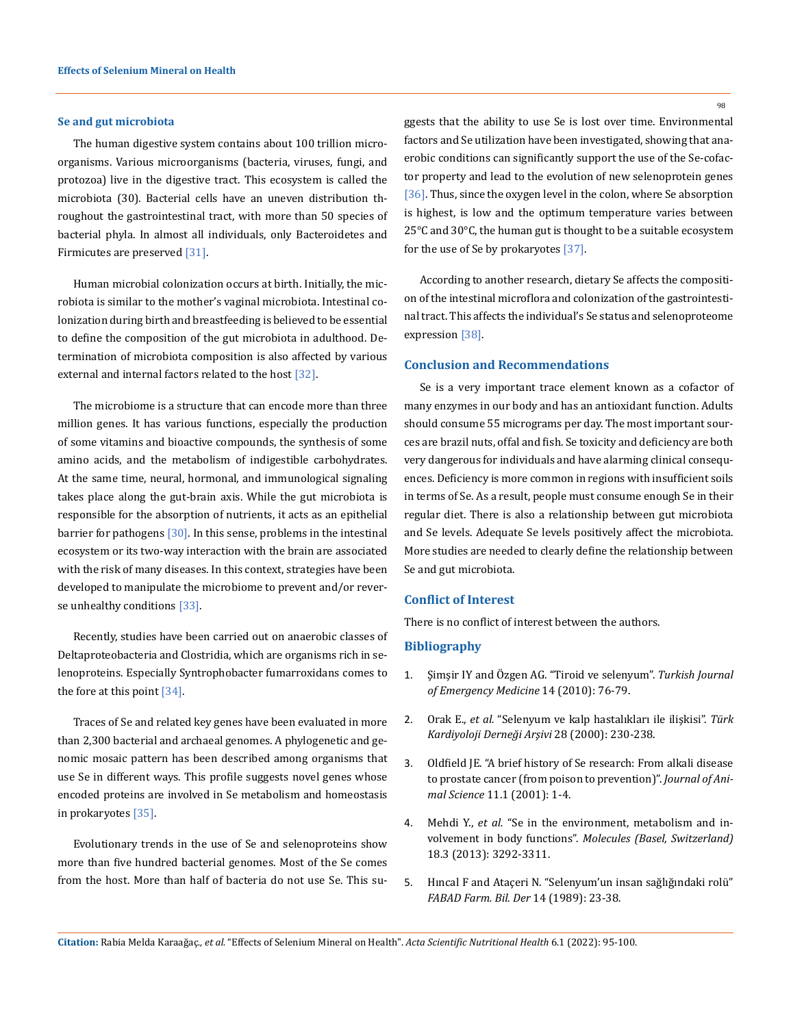## Se and gut microbiota

The human digestive system contains about 100 trillion microorganisms. Various microorganisms (bacteria, viruses, fungi, and protozoa) live in the digestive tract. This ecosystem is called the microbiota (30). Bacterial cells have an uneven distribution throughout the gastrointestinal tract, with more than 50 species of bacterial phyla. In almost all individuals, only Bacteroidetes and Firmicutes are preserved [31].

Human microbial colonization occurs at birth. Initially, the microbiota is similar to the mother's vaginal microbiota. Intestinal colonization during birth and breastfeeding is believed to be essential to define the composition of the gut microbiota in adulthood. Determination of microbiota composition is also affected by various external and internal factors related to the host [32].

The microbiome is a structure that can encode more than three million genes. It has various functions, especially the production of some vitamins and bioactive compounds, the synthesis of some amino acids, and the metabolism of indigestible carbohydrates. At the same time, neural, hormonal, and immunological signaling takes place along the gut-brain axis. While the gut microbiota is responsible for the absorption of nutrients, it acts as an epithelial barrier for pathogens [30]. In this sense, problems in the intestinal ecosystem or its two-way interaction with the brain are associated with the risk of many diseases. In this context, strategies have been developed to manipulate the microbiome to prevent and/or reverse unhealthy conditions [33].

Recently, studies have been carried out on anaerobic classes of Deltaproteobacteria and Clostridia, which are organisms rich in selenoproteins. Especially Syntrophobacter fumarroxidans comes to the fore at this point [34].

Traces of Se and related key genes have been evaluated in more than 2,300 bacterial and archaeal genomes. A phylogenetic and genomic mosaic pattern has been described among organisms that use Se in different ways. This profile suggests novel genes whose encoded proteins are involved in Se metabolism and homeostasis in prokaryotes [35].

Evolutionary trends in the use of Se and selenoproteins show more than five hundred bacterial genomes. Most of the Se comes from the host. More than half of bacteria do not use Se. This suggests that the ability to use Se is lost over time. Environmental factors and Se utilization have been investigated, showing that anaerobic conditions can significantly support the use of the Se-cofactor property and lead to the evolution of new selenoprotein genes [36]. Thus, since the oxygen level in the colon, where Se absorption is highest, is low and the optimum temperature varies between 25°C and 30°C, the human gut is thought to be a suitable ecosystem for the use of Se by prokaryotes [37].

According to another research, dietary Se affects the composition of the intestinal microflora and colonization of the gastrointestinal tract. This affects the individual's Se status and selenoproteome expression [38].

## Conclusion and Recommendations

Se is a very important trace element known as a cofactor of many enzymes in our body and has an antioxidant function. Adults should consume 55 micrograms per day. The most important sources are brazil nuts, offal and fish. Se toxicity and deficiency are both very dangerous for individuals and have alarming clinical consequences. Deficiency is more common in regions with insufficient soils in terms of Se. As a result, people must consume enough Se in their regular diet. There is also a relationship between gut microbiota and Se levels. Adequate Se levels positively affect the microbiota. More studies are needed to clearly define the relationship between Se and gut microbiota.

## Conflict of Interest

There is no conflict of interest between the authors.

## Bibliography

1. Şimşir IY and Özgen AG. "Tiroid ve selenyum". *Turkish Journal of Emergency Medicine* 14 (2010): 76-79.
2. Orak E., *et al.* "Selenyum ve kalp hastalıkları ile ilişkisi". *Türk Kardiyoloji Derneği Arşivi* 28 (2000): 230-238.
3. Oldfield JE. "A brief history of Se research: From alkali disease to prostate cancer (from poison to prevention)". *Journal of Animal Science* 11.1 (2001): 1-4.
4. Mehdi Y., *et al.* "Se in the environment, metabolism and involvement in body functions". *Molecules (Basel, Switzerland)* 18.3 (2013): 3292-3311.
5. Hıncal F and Ataçeri N. "Selenyum'un insan sağlığındaki rolü" *FABAD Farm. Bil. Der* 14 (1989): 23-38.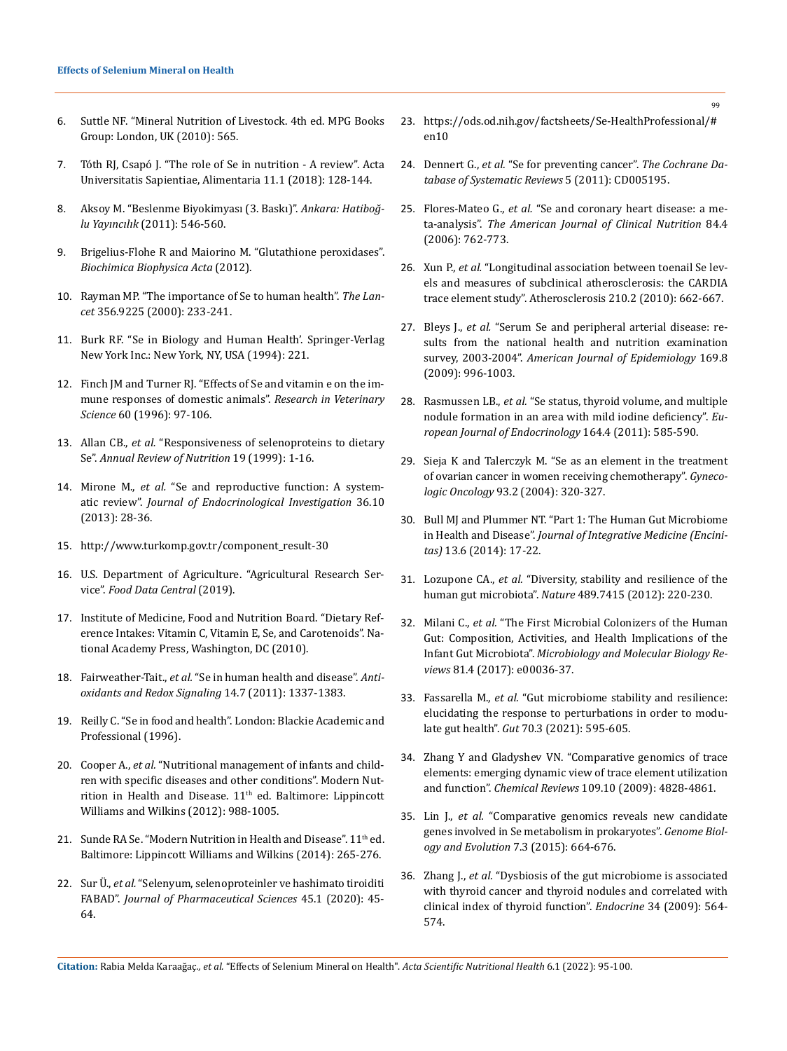6. Suttle NF. "Mineral Nutrition of Livestock. 4th ed. MPG Books Group: London, UK (2010): 565.
7. Tóth RJ, Csapó J. "The role of Se in nutrition - A review". Acta Universitatis Sapientiae, Alimentaria 11.1 (2018): 128-144.
8. Aksoy M. "Beslenme Biyokimyası (3. Baskı)". *Ankara: Hatiboğlu Yayıncılık* (2011): 546-560.
9. Brigelius-Flohe R and Maiorino M. "Glutathione peroxidases". *Biochimica Biophysica Acta* (2012).
10. Rayman MP. "The importance of Se to human health". *The Lancet* 356.9225 (2000): 233-241.
11. Burk RF. "Se in Biology and Human Health'. Springer-Verlag New York Inc.: New York, NY, USA (1994): 221.
12. Finch JM and Turner RJ. "Effects of Se and vitamin e on the immune responses of domestic animals". *Research in Veterinary Science* 60 (1996): 97-106.
13. Allan CB., *et al.* "Responsiveness of selenoproteins to dietary Se". *Annual Review of Nutrition* 19 (1999): 1-16.
14. Mirone M., *et al.* "Se and reproductive function: A systematic review". *Journal of Endocrinological Investigation* 36.10 (2013): 28-36.
15. http://www.turkomp.gov.tr/component_result-30
16. U.S. Department of Agriculture. "Agricultural Research Service". *Food Data Central* (2019).
17. Institute of Medicine, Food and Nutrition Board. "Dietary Reference Intakes: Vitamin C, Vitamin E, Se, and Carotenoids". National Academy Press, Washington, DC (2010).
18. Fairweather-Tait., *et al.* "Se in human health and disease". *Antioxidants and Redox Signaling* 14.7 (2011): 1337-1383.
19. Reilly C. "Se in food and health". London: Blackie Academic and Professional (1996).
20. Cooper A., *et al.* "Nutritional management of infants and children with specific diseases and other conditions". Modern Nutrition in Health and Disease. 11th ed. Baltimore: Lippincott Williams and Wilkins (2012): 988-1005.
21. Sunde RA Se. "Modern Nutrition in Health and Disease". 11th ed. Baltimore: Lippincott Williams and Wilkins (2014): 265-276.
22. Sur Ü., *et al.* "Selenyum, selenoproteinler ve hashimato tiroiditi FABAD". *Journal of Pharmaceutical Sciences* 45.1 (2020): 45-64.
23. https://ods.od.nih.gov/factsheets/Se-HealthProfessional/#en10
24. Dennert G., *et al.* "Se for preventing cancer". *The Cochrane Database of Systematic Reviews* 5 (2011): CD005195.
25. Flores-Mateo G., *et al.* "Se and coronary heart disease: a meta-analysis". *The American Journal of Clinical Nutrition* 84.4 (2006): 762-773.
26. Xun P., *et al.* "Longitudinal association between toenail Se levels and measures of subclinical atherosclerosis: the CARDIA trace element study". Atherosclerosis 210.2 (2010): 662-667.
27. Bleys J., *et al.* "Serum Se and peripheral arterial disease: results from the national health and nutrition examination survey, 2003-2004". *American Journal of Epidemiology* 169.8 (2009): 996-1003.
28. Rasmussen LB., *et al.* "Se status, thyroid volume, and multiple nodule formation in an area with mild iodine deficiency". *European Journal of Endocrinology* 164.4 (2011): 585-590.
29. Sieja K and Talerczyk M. "Se as an element in the treatment of ovarian cancer in women receiving chemotherapy". *Gynecologic Oncology* 93.2 (2004): 320-327.
30. Bull MJ and Plummer NT. "Part 1: The Human Gut Microbiome in Health and Disease". *Journal of Integrative Medicine (Encinitas)* 13.6 (2014): 17-22.
31. Lozupone CA., *et al.* "Diversity, stability and resilience of the human gut microbiota". *Nature* 489.7415 (2012): 220-230.
32. Milani C., *et al.* "The First Microbial Colonizers of the Human Gut: Composition, Activities, and Health Implications of the Infant Gut Microbiota". *Microbiology and Molecular Biology Reviews* 81.4 (2017): e00036-37.
33. Fassarella M., *et al.* "Gut microbiome stability and resilience: elucidating the response to perturbations in order to modulate gut health". *Gut* 70.3 (2021): 595-605.
34. Zhang Y and Gladyshev VN. "Comparative genomics of trace elements: emerging dynamic view of trace element utilization and function". *Chemical Reviews* 109.10 (2009): 4828-4861.
35. Lin J., *et al.* "Comparative genomics reveals new candidate genes involved in Se metabolism in prokaryotes". *Genome Biology and Evolution* 7.3 (2015): 664-676.
36. Zhang J., *et al.* "Dysbiosis of the gut microbiome is associated with thyroid cancer and thyroid nodules and correlated with clinical index of thyroid function". *Endocrine* 34 (2009): 564-574.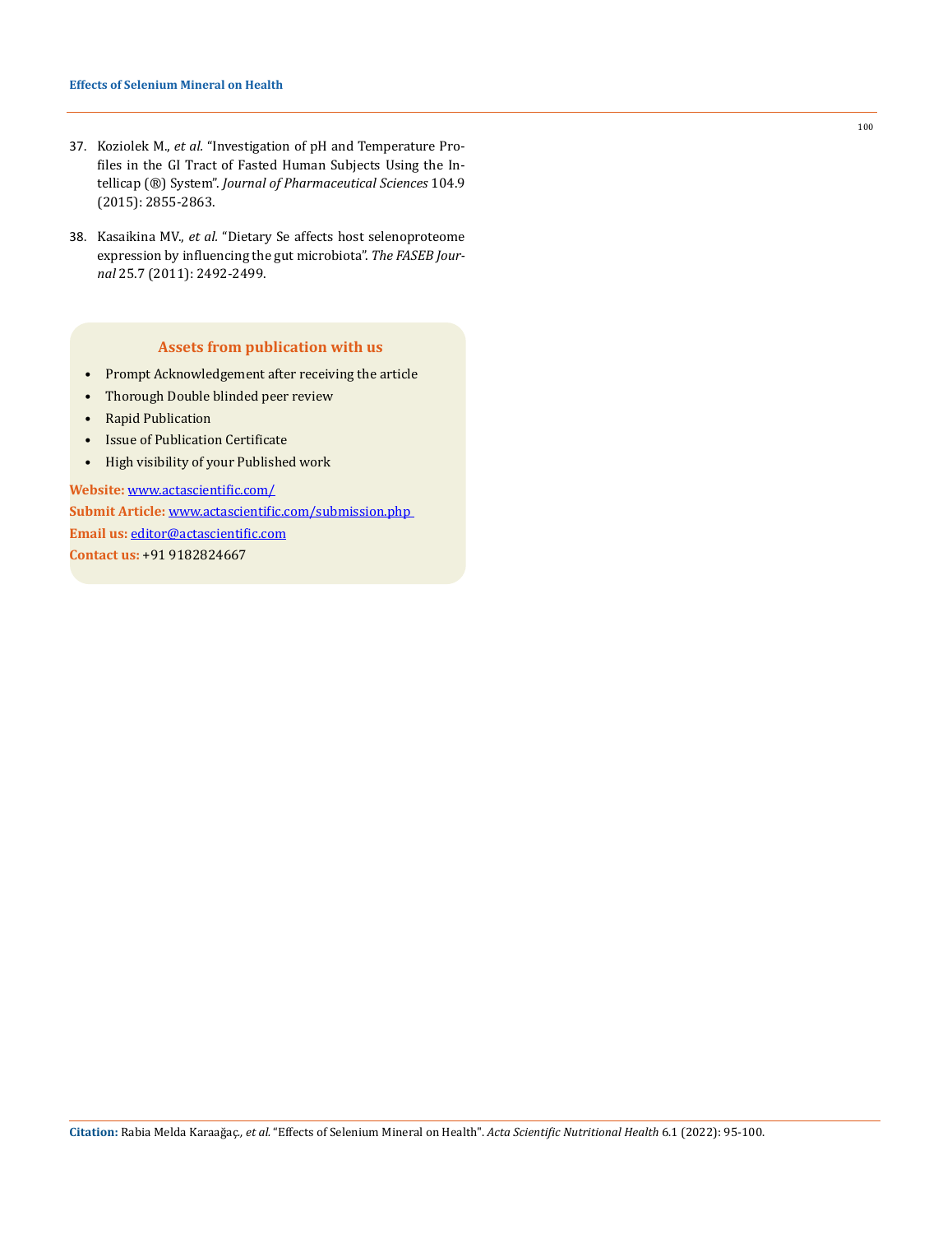37. Koziolek M., *et al.* "Investigation of pH and Temperature Profiles in the GI Tract of Fasted Human Subjects Using the Intellicap (®) System". *Journal of Pharmaceutical Sciences* 104.9 (2015): 2855-2863.

38. Kasaikina MV., *et al.* "Dietary Se affects host selenoproteome expression by influencing the gut microbiota". *The FASEB Journal* 25.7 (2011): 2492-2499.

### Assets from publication with us

- Prompt Acknowledgement after receiving the article
- Thorough Double blinded peer review
- Rapid Publication
- Issue of Publication Certificate
- High visibility of your Published work

**Website:** www.actascientific.com/

**Submit Article:** www.actascientific.com/submission.php

**Email us:** editor@actascientific.com

**Contact us:** +91 9182824667